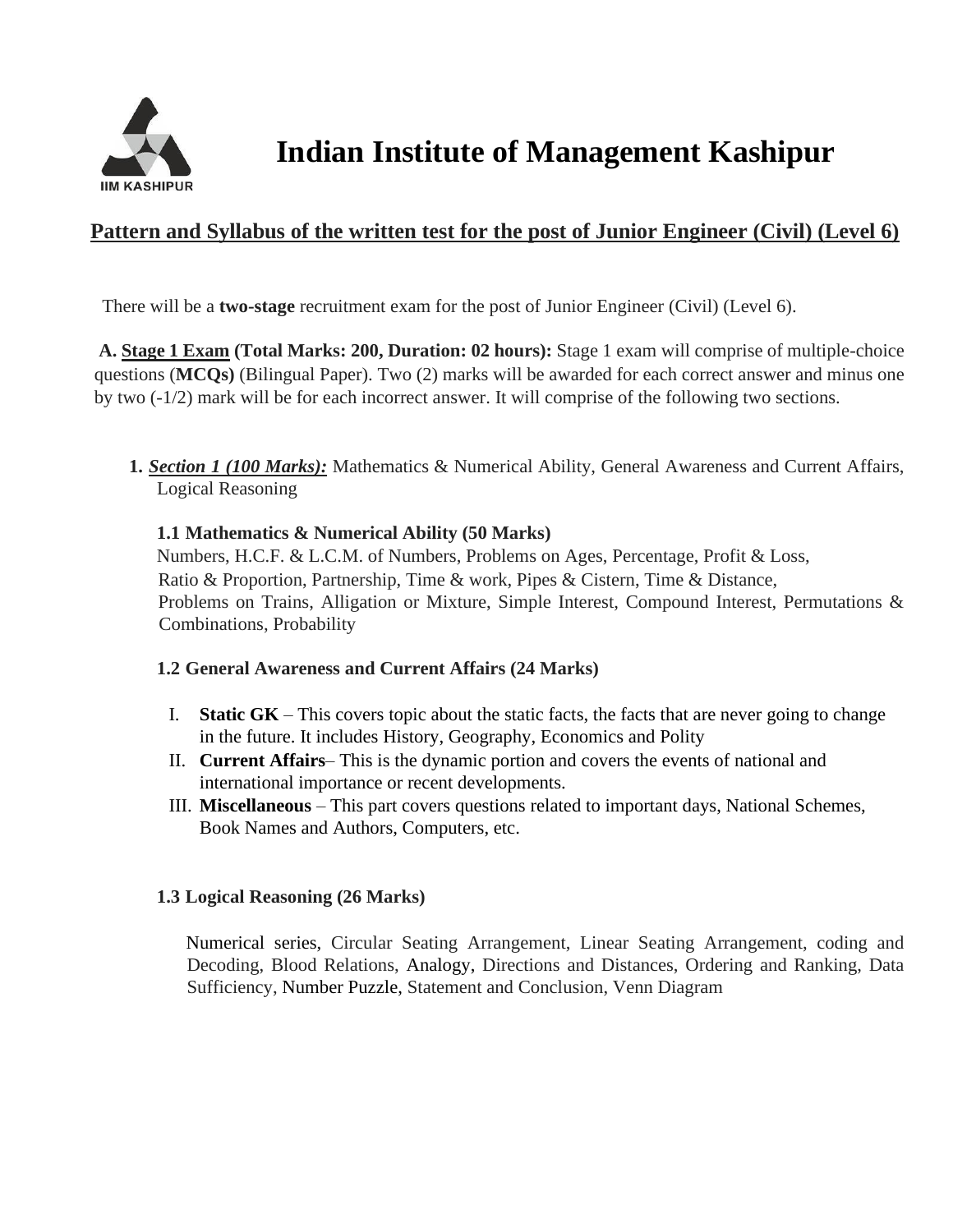# Indian Institute of Management Kashipur

## Pattern and Syllabus of the written test for the post of Junior Engineer (Civil) (Level 6)

There will be a **two-stage** recruitment exam for the post of Junior Engineer (Civil) (Level 6).

**A. Stage 1 Exam (Total Marks: 200, Duration: 02 hours):** Stage 1 exam will comprise of multiple-choice questions (**MCQs)** (Bilingual Paper). Two (2) marks will be awarded for each correct answer and minus one by two (-1/2) mark will be for each incorrect answer. It will comprise of the following two sections.

1. ***Section 1 (100 Marks):*** Mathematics & Numerical Ability, General Awareness and Current Affairs, Logical Reasoning

   **1.1 Mathematics & Numerical Ability (50 Marks)**

   Numbers, H.C.F. & L.C.M. of Numbers, Problems on Ages, Percentage, Profit & Loss, Ratio & Proportion, Partnership, Time & work, Pipes & Cistern, Time & Distance, Problems on Trains, Alligation or Mixture, Simple Interest, Compound Interest, Permutations & Combinations, Probability

   **1.2 General Awareness and Current Affairs (24 Marks)**

   I. **Static GK** – This covers topic about the static facts, the facts that are never going to change in the future. It includes History, Geography, Economics and Polity
   
   II. **Current Affairs**– This is the dynamic portion and covers the events of national and international importance or recent developments.
   
   III. **Miscellaneous** – This part covers questions related to important days, National Schemes, Book Names and Authors, Computers, etc.

   **1.3 Logical Reasoning (26 Marks)**

   Numerical series, Circular Seating Arrangement, Linear Seating Arrangement, coding and Decoding, Blood Relations, Analogy, Directions and Distances, Ordering and Ranking, Data Sufficiency, Number Puzzle, Statement and Conclusion, Venn Diagram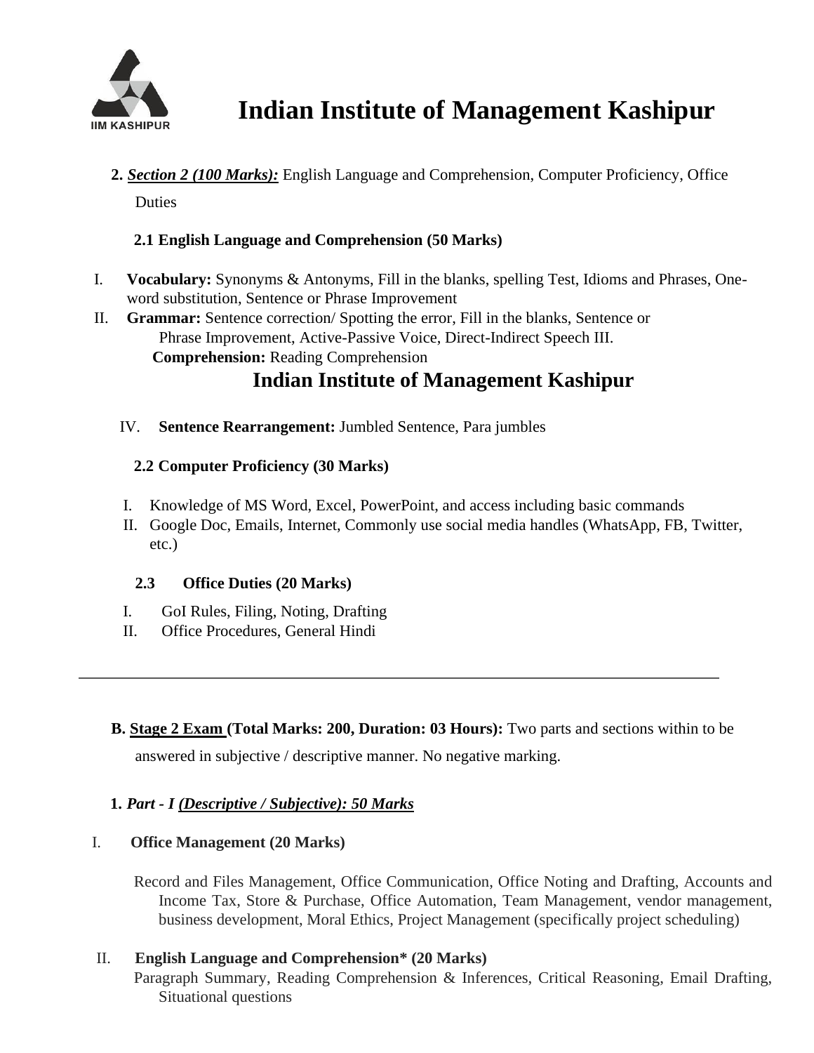**2.** ***Section 2 (100 Marks):*** English Language and Comprehension, Computer Proficiency, Office Duties

**2.1 English Language and Comprehension (50 Marks)**

I. **Vocabulary:** Synonyms & Antonyms, Fill in the blanks, spelling Test, Idioms and Phrases, One-word substitution, Sentence or Phrase Improvement

II. **Grammar:** Sentence correction/ Spotting the error, Fill in the blanks, Sentence or Phrase Improvement, Active-Passive Voice, Direct-Indirect Speech

III. **Comprehension:** Reading Comprehension

IV. **Sentence Rearrangement:** Jumbled Sentence, Para jumbles

**2.2 Computer Proficiency (30 Marks)**

I. Knowledge of MS Word, Excel, PowerPoint, and access including basic commands

II. Google Doc, Emails, Internet, Commonly use social media handles (WhatsApp, FB, Twitter, etc.)

**2.3 Office Duties (20 Marks)**

I. GoI Rules, Filing, Noting, Drafting

II. Office Procedures, General Hindi

---

**B. Stage 2 Exam (Total Marks: 200, Duration: 03 Hours):** Two parts and sections within to be answered in subjective / descriptive manner. No negative marking.

**1.** ***Part - I (Descriptive / Subjective): 50 Marks***

I. **Office Management (20 Marks)**

Record and Files Management, Office Communication, Office Noting and Drafting, Accounts and Income Tax, Store & Purchase, Office Automation, Team Management, vendor management, business development, Moral Ethics, Project Management (specifically project scheduling)

II. **English Language and Comprehension* (20 Marks)**

Paragraph Summary, Reading Comprehension & Inferences, Critical Reasoning, Email Drafting, Situational questions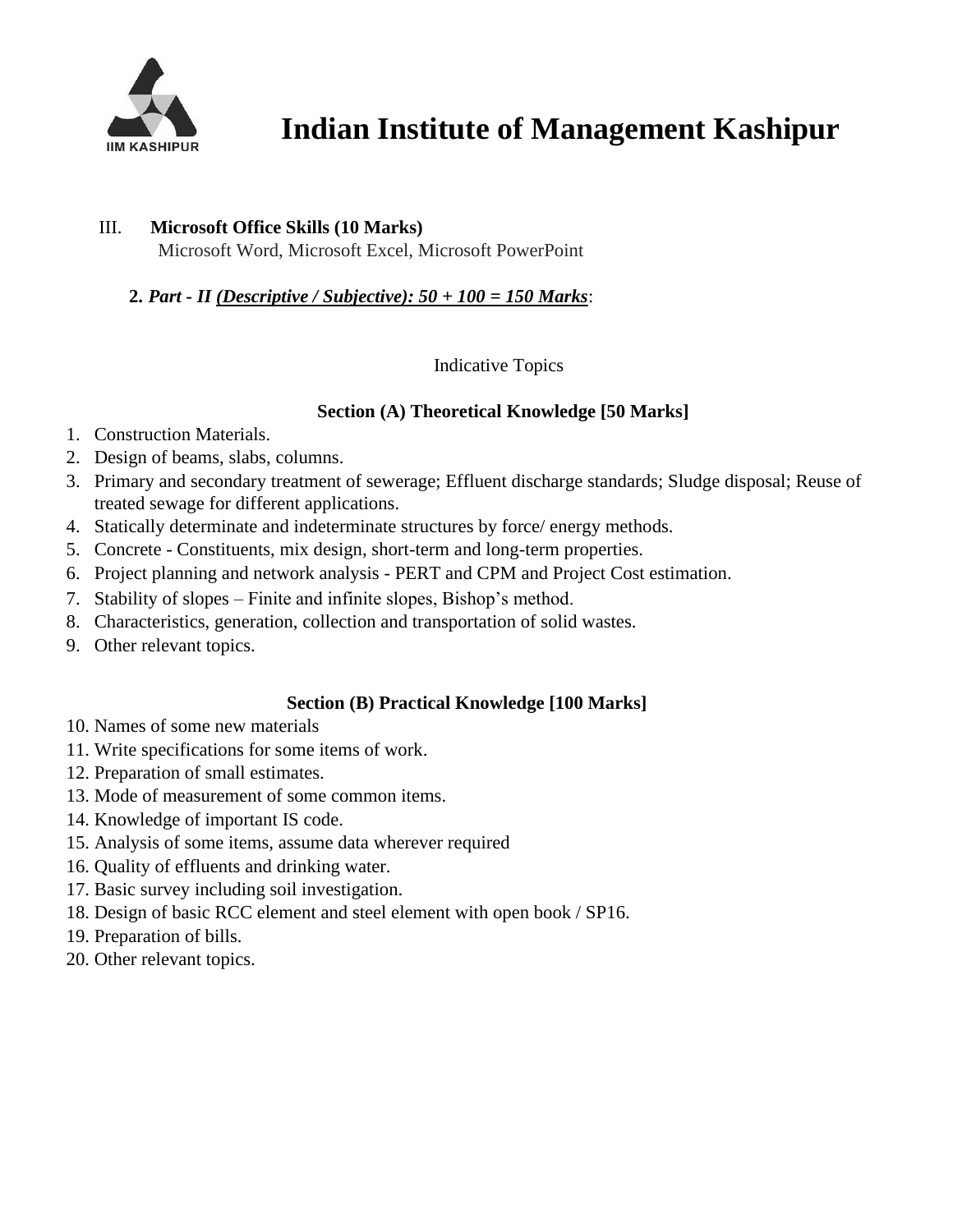# Indian Institute of Management Kashipur

III. **Microsoft Office Skills (10 Marks)**
Microsoft Word, Microsoft Excel, Microsoft PowerPoint

**2.** ***Part - II <u>(Descriptive / Subjective): 50 + 100 = 150 Marks</u>***:

Indicative Topics

### Section (A) Theoretical Knowledge [50 Marks]

1. Construction Materials.
2. Design of beams, slabs, columns.
3. Primary and secondary treatment of sewerage; Effluent discharge standards; Sludge disposal; Reuse of treated sewage for different applications.
4. Statically determinate and indeterminate structures by force/ energy methods.
5. Concrete - Constituents, mix design, short-term and long-term properties.
6. Project planning and network analysis - PERT and CPM and Project Cost estimation.
7. Stability of slopes – Finite and infinite slopes, Bishop's method.
8. Characteristics, generation, collection and transportation of solid wastes.
9. Other relevant topics.

### Section (B) Practical Knowledge [100 Marks]

10. Names of some new materials
11. Write specifications for some items of work.
12. Preparation of small estimates.
13. Mode of measurement of some common items.
14. Knowledge of important IS code.
15. Analysis of some items, assume data wherever required
16. Quality of effluents and drinking water.
17. Basic survey including soil investigation.
18. Design of basic RCC element and steel element with open book / SP16.
19. Preparation of bills.
20. Other relevant topics.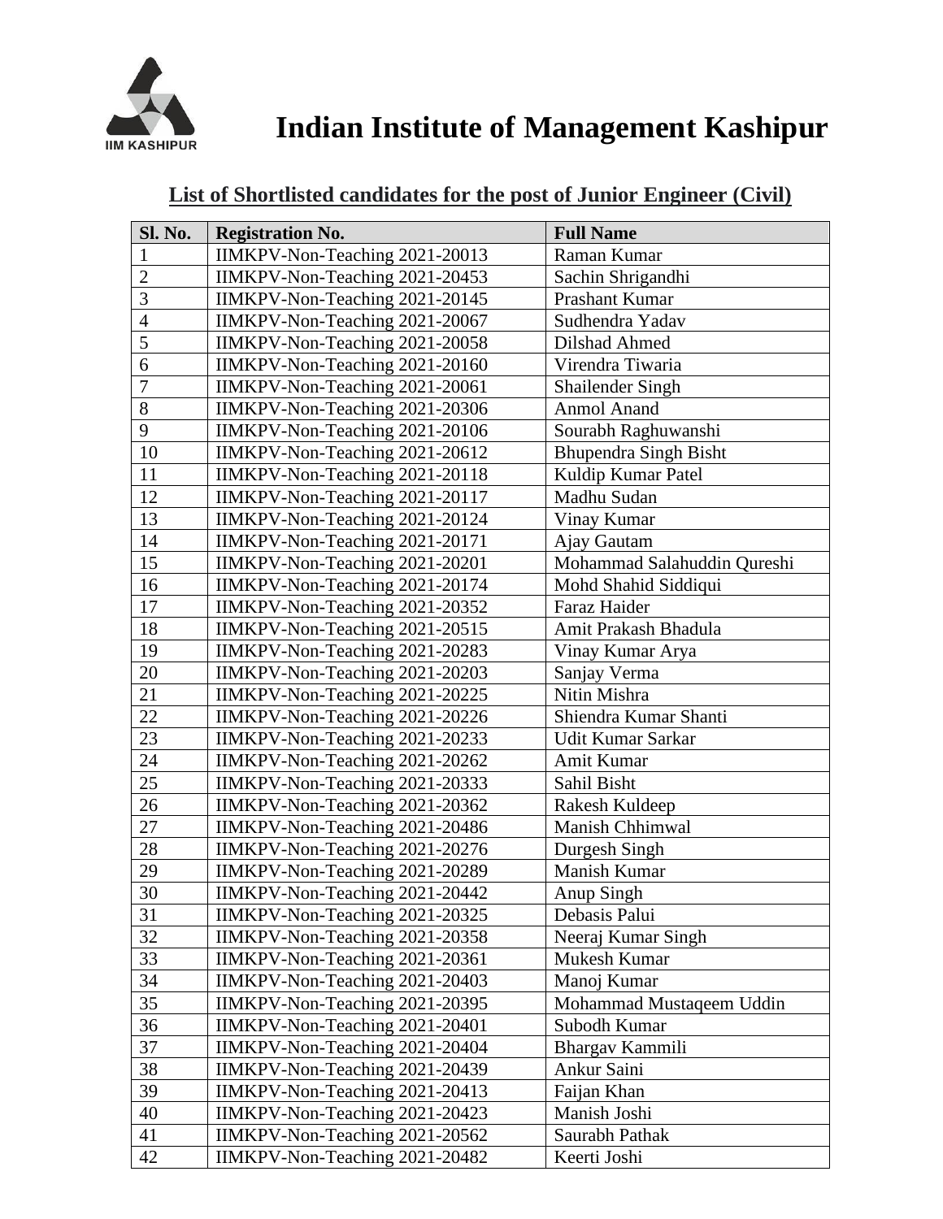# Indian Institute of Management Kashipur

## List of Shortlisted candidates for the post of Junior Engineer (Civil)

| Sl. No. | Registration No. | Full Name |
|---|---|---|
| 1 | IIMKPV-Non-Teaching 2021-20013 | Raman Kumar |
| 2 | IIMKPV-Non-Teaching 2021-20453 | Sachin Shrigandhi |
| 3 | IIMKPV-Non-Teaching 2021-20145 | Prashant Kumar |
| 4 | IIMKPV-Non-Teaching 2021-20067 | Sudhendra Yadav |
| 5 | IIMKPV-Non-Teaching 2021-20058 | Dilshad Ahmed |
| 6 | IIMKPV-Non-Teaching 2021-20160 | Virendra Tiwaria |
| 7 | IIMKPV-Non-Teaching 2021-20061 | Shailender Singh |
| 8 | IIMKPV-Non-Teaching 2021-20306 | Anmol Anand |
| 9 | IIMKPV-Non-Teaching 2021-20106 | Sourabh Raghuwanshi |
| 10 | IIMKPV-Non-Teaching 2021-20612 | Bhupendra Singh Bisht |
| 11 | IIMKPV-Non-Teaching 2021-20118 | Kuldip Kumar Patel |
| 12 | IIMKPV-Non-Teaching 2021-20117 | Madhu Sudan |
| 13 | IIMKPV-Non-Teaching 2021-20124 | Vinay Kumar |
| 14 | IIMKPV-Non-Teaching 2021-20171 | Ajay Gautam |
| 15 | IIMKPV-Non-Teaching 2021-20201 | Mohammad Salahuddin Qureshi |
| 16 | IIMKPV-Non-Teaching 2021-20174 | Mohd Shahid Siddiqui |
| 17 | IIMKPV-Non-Teaching 2021-20352 | Faraz Haider |
| 18 | IIMKPV-Non-Teaching 2021-20515 | Amit Prakash Bhadula |
| 19 | IIMKPV-Non-Teaching 2021-20283 | Vinay Kumar Arya |
| 20 | IIMKPV-Non-Teaching 2021-20203 | Sanjay Verma |
| 21 | IIMKPV-Non-Teaching 2021-20225 | Nitin Mishra |
| 22 | IIMKPV-Non-Teaching 2021-20226 | Shiendra Kumar Shanti |
| 23 | IIMKPV-Non-Teaching 2021-20233 | Udit Kumar Sarkar |
| 24 | IIMKPV-Non-Teaching 2021-20262 | Amit Kumar |
| 25 | IIMKPV-Non-Teaching 2021-20333 | Sahil Bisht |
| 26 | IIMKPV-Non-Teaching 2021-20362 | Rakesh Kuldeep |
| 27 | IIMKPV-Non-Teaching 2021-20486 | Manish Chhimwal |
| 28 | IIMKPV-Non-Teaching 2021-20276 | Durgesh Singh |
| 29 | IIMKPV-Non-Teaching 2021-20289 | Manish Kumar |
| 30 | IIMKPV-Non-Teaching 2021-20442 | Anup Singh |
| 31 | IIMKPV-Non-Teaching 2021-20325 | Debasis Palui |
| 32 | IIMKPV-Non-Teaching 2021-20358 | Neeraj Kumar Singh |
| 33 | IIMKPV-Non-Teaching 2021-20361 | Mukesh Kumar |
| 34 | IIMKPV-Non-Teaching 2021-20403 | Manoj Kumar |
| 35 | IIMKPV-Non-Teaching 2021-20395 | Mohammad Mustaqeem Uddin |
| 36 | IIMKPV-Non-Teaching 2021-20401 | Subodh Kumar |
| 37 | IIMKPV-Non-Teaching 2021-20404 | Bhargav Kammili |
| 38 | IIMKPV-Non-Teaching 2021-20439 | Ankur Saini |
| 39 | IIMKPV-Non-Teaching 2021-20413 | Faijan Khan |
| 40 | IIMKPV-Non-Teaching 2021-20423 | Manish Joshi |
| 41 | IIMKPV-Non-Teaching 2021-20562 | Saurabh Pathak |
| 42 | IIMKPV-Non-Teaching 2021-20482 | Keerti Joshi |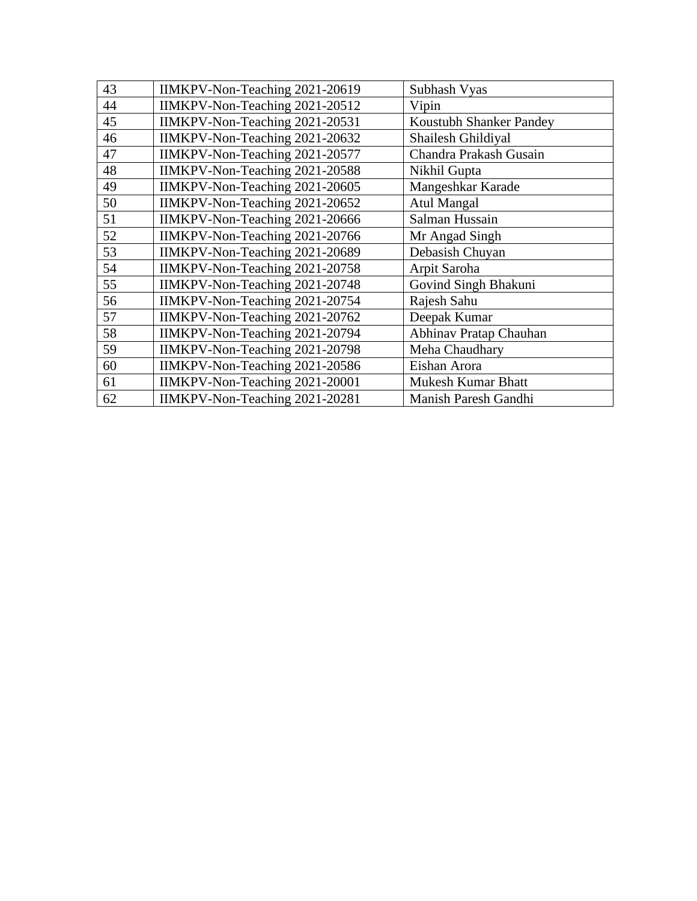| | | |
|---|---|---|
| 43 | IIMKPV-Non-Teaching 2021-20619 | Subhash Vyas |
| 44 | IIMKPV-Non-Teaching 2021-20512 | Vipin |
| 45 | IIMKPV-Non-Teaching 2021-20531 | Koustubh Shanker Pandey |
| 46 | IIMKPV-Non-Teaching 2021-20632 | Shailesh Ghildiyal |
| 47 | IIMKPV-Non-Teaching 2021-20577 | Chandra Prakash Gusain |
| 48 | IIMKPV-Non-Teaching 2021-20588 | Nikhil Gupta |
| 49 | IIMKPV-Non-Teaching 2021-20605 | Mangeshkar Karade |
| 50 | IIMKPV-Non-Teaching 2021-20652 | Atul Mangal |
| 51 | IIMKPV-Non-Teaching 2021-20666 | Salman Hussain |
| 52 | IIMKPV-Non-Teaching 2021-20766 | Mr Angad Singh |
| 53 | IIMKPV-Non-Teaching 2021-20689 | Debasish Chuyan |
| 54 | IIMKPV-Non-Teaching 2021-20758 | Arpit Saroha |
| 55 | IIMKPV-Non-Teaching 2021-20748 | Govind Singh Bhakuni |
| 56 | IIMKPV-Non-Teaching 2021-20754 | Rajesh Sahu |
| 57 | IIMKPV-Non-Teaching 2021-20762 | Deepak Kumar |
| 58 | IIMKPV-Non-Teaching 2021-20794 | Abhinav Pratap Chauhan |
| 59 | IIMKPV-Non-Teaching 2021-20798 | Meha Chaudhary |
| 60 | IIMKPV-Non-Teaching 2021-20586 | Eishan Arora |
| 61 | IIMKPV-Non-Teaching 2021-20001 | Mukesh Kumar Bhatt |
| 62 | IIMKPV-Non-Teaching 2021-20281 | Manish Paresh Gandhi |